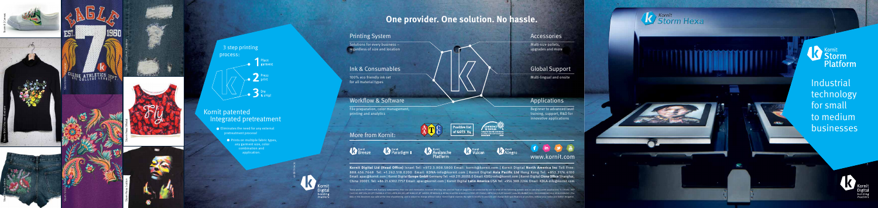3 step printing process:

1. Place garment
2. Press print
3. Dry & ship!

## Kornit patented Integrated pretreatment

- Eliminates the need for any external pretreatment process!
- Prints on multiple fabric types, any garment size, color combination and application

# One provider. One solution. No hassle.

### Printing System

Solutions for every business – regardless of size and location

### Ink & Consumables

100% eco friendly ink set for all material types

### Workflow & Software

File preparation, color management, printing and analytics

### Accessories

Multi-size pallets, upgrades and more

### Global Support

Multi-lingual and onsite

### Applications

Beginner to advanced level training, support, R&D for innovative applications

### More from Kornit:

Kornit Breeze | Kornit Paradigm II | Kornit Avalanche Platform | Kornit Vulcan | Kornit Allegro

www.kornit.com

**Kornit Digital Ltd (Head Office)** Israel Tel: +972.3.908.5800 Email: kornit@kornit.com | Kornit Digital **North America Inc** Toll Free: 888.456.7648 Tel: +1.262.518.0200 Email: KDNA-info@kornit.com | Kornit Digital **Asia Pacific Ltd** Hong Kong Tel: +852.2174.6100 Email: apac@kornit.com | Kornit Digital **Europe GmbH** Germany Tel: +49.211.20055.0 Email: KDEU-info@kornit.com | Kornit Digital **China Office** Shanghai, China 20001 Tel: +86.21.6302.7757 Email: apac@kornit.com | Kornit Digital **Latin America** USA Tel: +956.388.2266 Email: KDLA-info@kornit.com

# Kornit Storm Hexa

## Kornit Storm Platform

Industrial technology for small to medium businesses

Kornit Digital bonding matters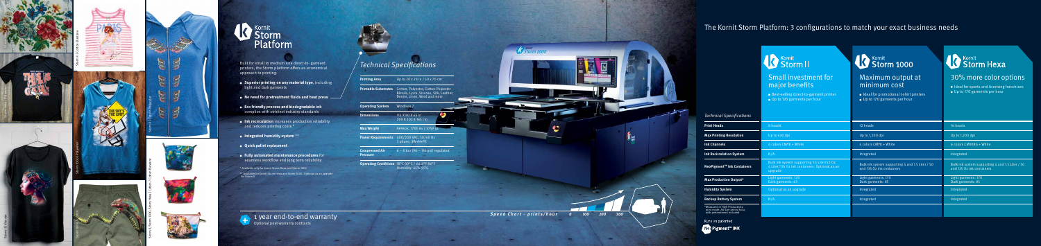# Kornit Storm Platform

Built for small to medium size direct-to-garment printers, the Storm platform offers an economical approach to printing.

- **Superior printing on any material type**, including light and dark garments
- **No need for pretreatment fluids and heat press**
- **Eco friendly process and biodegradable ink** complies with strictest industry standards
- **Ink recirculation** increases production reliability and reduces printing costs *
- **Integrated humidity system** **
- **Quick pallet replacement**
- **Fully automated maintenance procedures** for seamless workflow and long term reliability

\* Available only for Kornit Storm Hexa and Storm 1000

\*\* Available for Kornit Storm Hexa and Storm 1000 / Optional as an upgrade for Storm II

## Technical Specifications

| | |
|---|---|
| **Printing Area** | Up to 20 x 28 in / 50 x 70 cm |
| **Printable Substrates** | Cotton, Polyester, Cotton-Polyester Blends, Lycra, Viscose, Silk, Leather, Denim, Linen, Wool and more |
| **Operating System** | Windows 7 |
| **Dimensions** | 114 X 80 X 65 in / 290 X 203 X 165 cm |
| **Max Weight** | Approx. 1705 lbs / 1759 kg |
| **Power Requirements** | 400/208 VAC, 50/60 Hz 3 phase, 3W+N+PE |
| **Compressed Air Pressure** | 6 – 8 bar (86 – 116 psi) regulated |
| **Operating Conditions** | 18°C-30°C / 64.4°F-86°F Humidity: 40%-90% |

**1 year end-to-end warranty**

Optional post-warranty contracts

*Speed Chart - prints/hour* 0 100 200 300

Storm II | Cotton Blanc
Storm II | Polyester
Storm 1000 | Polyester
Storm II | Polyester
Storm Hexa | Cotton Blend
Storm 1000 | Polyester
Storm & Storm 1000 | Storm Hexa | Cotton / Cotton Blanc

## The Kornit Storm Platform: 3 configurations to match your exact business needs

| | Kornit Storm II | Kornit Storm 1000 | Kornit Storm Hexa |
|---|---|---|---|
| | **Small investment for major benefits** | **Maximum output at minimum cost** | **30% more color options** |
| | • Best-selling direct-to-garment printer<br>• Up to 120 garments per hour | • Ideal for promotional t-shirt printers<br>• Up to 170 garments per hour | • Ideal for sports and licensing franchises<br>• Up to 170 garments per hour |
| ***Technical Specifications*** | | | |
| **Print Heads** | 8 heads | 12 heads | 16 heads |
| **Max Printing Resolution** | Up to 635 dpi | Up to 1,200 dpi | Up to 1,200 dpi |
| **Ink Channels** | 6 colors CMYK + White | 6 colors CMYK + White | 6 colors CMYKRG + White |
| **Ink Recirculation System** | N/A | Integrated | Integrated |
| **NeoPigment™ Ink Containers** | Bulk ink system supporting 1.5 Liter/50 Oz. 4 Liter/135 Oz ink containers. Optional as an upgrade | Bulk ink system supporting 4 and 1.5 Liter / 50 and 135 Oz ink containers | Bulk ink system supporting 4 and 1.5 Liter / 50 and 135 Oz ink containers |
| **Max Production Output*** | Light garments: 120<br>Dark garments: 65 | Light garments: 170<br>Dark garments: 85 | Light garments: 170<br>Dark garments: 85 |
| **Humidity System** | Optional as an upgrade | Integrated | Integrated |
| **Backup Battery System** | N/A | Integrated | Integrated |

\*Measured in High Productivity print mode. As true prints/hour, with pretreatment included

Runs on patented
Neo Pigment™ INK